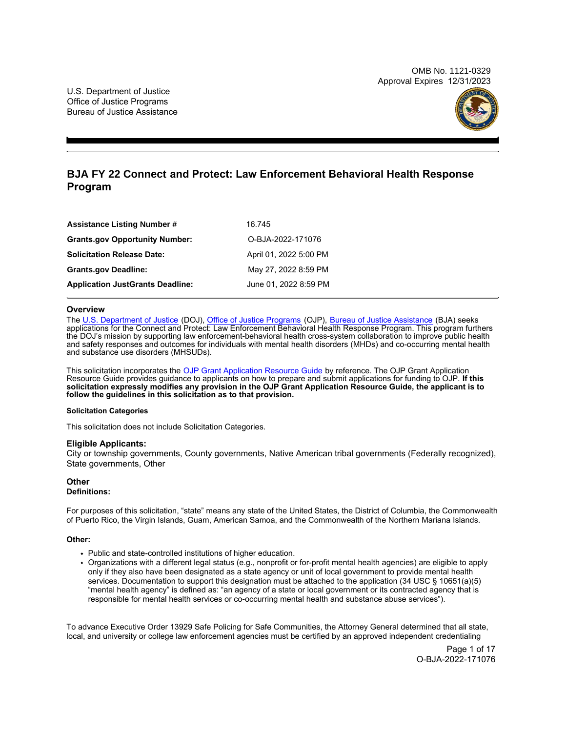OMB No. 1121-0329
Approval Expires 12/31/2023

U.S. Department of Justice
Office of Justice Programs
Bureau of Justice Assistance

# BJA FY 22 Connect and Protect: Law Enforcement Behavioral Health Response Program

| | |
|---|---|
| **Assistance Listing Number #** | 16.745 |
| **Grants.gov Opportunity Number:** | O-BJA-2022-171076 |
| **Solicitation Release Date:** | April 01, 2022 5:00 PM |
| **Grants.gov Deadline:** | May 27, 2022 8:59 PM |
| **Application JustGrants Deadline:** | June 01, 2022 8:59 PM |

## Overview

The U.S. Department of Justice (DOJ), Office of Justice Programs (OJP), Bureau of Justice Assistance (BJA) seeks applications for the Connect and Protect: Law Enforcement Behavioral Health Response Program. This program furthers the DOJ's mission by supporting law enforcement-behavioral health cross-system collaboration to improve public health and safety responses and outcomes for individuals with mental health disorders (MHDs) and co-occurring mental health and substance use disorders (MHSUDs).

This solicitation incorporates the OJP Grant Application Resource Guide by reference. The OJP Grant Application Resource Guide provides guidance to applicants on how to prepare and submit applications for funding to OJP. **If this solicitation expressly modifies any provision in the OJP Grant Application Resource Guide, the applicant is to follow the guidelines in this solicitation as to that provision.**

#### Solicitation Categories

This solicitation does not include Solicitation Categories.

### Eligible Applicants:

City or township governments, County governments, Native American tribal governments (Federally recognized), State governments, Other

### Other

**Definitions:**

For purposes of this solicitation, "state" means any state of the United States, the District of Columbia, the Commonwealth of Puerto Rico, the Virgin Islands, Guam, American Samoa, and the Commonwealth of the Northern Mariana Islands.

**Other:**

- Public and state-controlled institutions of higher education.
- Organizations with a different legal status (e.g., nonprofit or for-profit mental health agencies) are eligible to apply only if they also have been designated as a state agency or unit of local government to provide mental health services. Documentation to support this designation must be attached to the application (34 USC § 10651(a)(5) "mental health agency" is defined as: "an agency of a state or local government or its contracted agency that is responsible for mental health services or co-occurring mental health and substance abuse services").

To advance Executive Order 13929 Safe Policing for Safe Communities, the Attorney General determined that all state, local, and university or college law enforcement agencies must be certified by an approved independent credentialing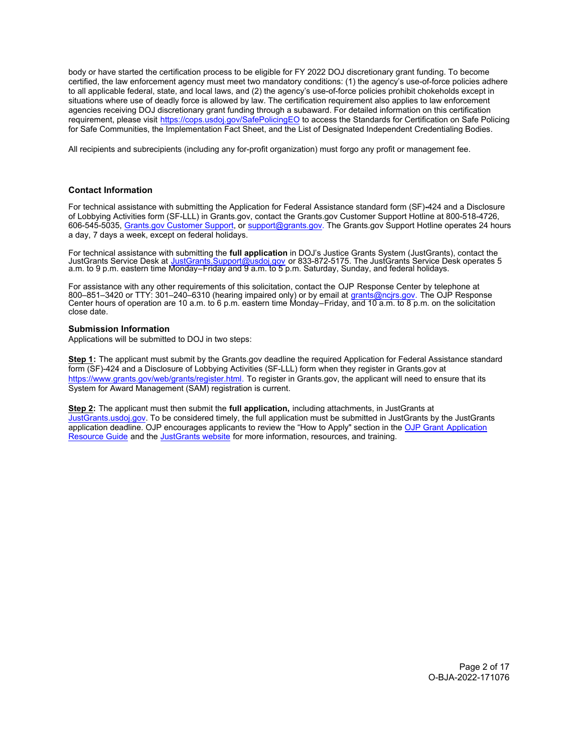body or have started the certification process to be eligible for FY 2022 DOJ discretionary grant funding. To become certified, the law enforcement agency must meet two mandatory conditions: (1) the agency's use-of-force policies adhere to all applicable federal, state, and local laws, and (2) the agency's use-of-force policies prohibit chokeholds except in situations where use of deadly force is allowed by law. The certification requirement also applies to law enforcement agencies receiving DOJ discretionary grant funding through a subaward. For detailed information on this certification requirement, please visit https://cops.usdoj.gov/SafePolicingEO to access the Standards for Certification on Safe Policing for Safe Communities, the Implementation Fact Sheet, and the List of Designated Independent Credentialing Bodies.

All recipients and subrecipients (including any for-profit organization) must forgo any profit or management fee.

### Contact Information

For technical assistance with submitting the Application for Federal Assistance standard form (SF)-424 and a Disclosure of Lobbying Activities form (SF-LLL) in Grants.gov, contact the Grants.gov Customer Support Hotline at 800-518-4726, 606-545-5035, Grants.gov Customer Support, or support@grants.gov. The Grants.gov Support Hotline operates 24 hours a day, 7 days a week, except on federal holidays.

For technical assistance with submitting the **full application** in DOJ's Justice Grants System (JustGrants), contact the JustGrants Service Desk at JustGrants.Support@usdoj.gov or 833-872-5175. The JustGrants Service Desk operates 5 a.m. to 9 p.m. eastern time Monday–Friday and 9 a.m. to 5 p.m. Saturday, Sunday, and federal holidays.

For assistance with any other requirements of this solicitation, contact the OJP Response Center by telephone at 800–851–3420 or TTY: 301–240–6310 (hearing impaired only) or by email at grants@ncjrs.gov. The OJP Response Center hours of operation are 10 a.m. to 6 p.m. eastern time Monday–Friday, and 10 a.m. to 8 p.m. on the solicitation close date.

### Submission Information

Applications will be submitted to DOJ in two steps:

**Step 1:** The applicant must submit by the Grants.gov deadline the required Application for Federal Assistance standard form (SF)-424 and a Disclosure of Lobbying Activities (SF-LLL) form when they register in Grants.gov at https://www.grants.gov/web/grants/register.html. To register in Grants.gov, the applicant will need to ensure that its System for Award Management (SAM) registration is current.

**Step 2:** The applicant must then submit the **full application,** including attachments, in JustGrants at JustGrants.usdoj.gov. To be considered timely, the full application must be submitted in JustGrants by the JustGrants application deadline. OJP encourages applicants to review the "How to Apply" section in the OJP Grant Application Resource Guide and the JustGrants website for more information, resources, and training.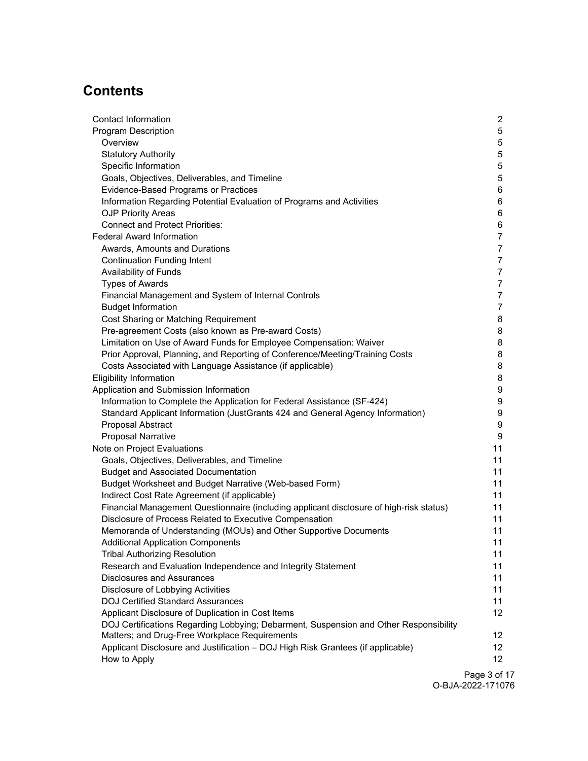## Contents

- Contact Information 2
- Program Description 5
  - Overview 5
  - Statutory Authority 5
  - Specific Information 5
  - Goals, Objectives, Deliverables, and Timeline 5
  - Evidence-Based Programs or Practices 6
  - Information Regarding Potential Evaluation of Programs and Activities 6
  - OJP Priority Areas 6
  - Connect and Protect Priorities: 6
- Federal Award Information 7
  - Awards, Amounts and Durations 7
  - Continuation Funding Intent 7
  - Availability of Funds 7
  - Types of Awards 7
  - Financial Management and System of Internal Controls 7
  - Budget Information 7
  - Cost Sharing or Matching Requirement 8
  - Pre-agreement Costs (also known as Pre-award Costs) 8
  - Limitation on Use of Award Funds for Employee Compensation: Waiver 8
  - Prior Approval, Planning, and Reporting of Conference/Meeting/Training Costs 8
  - Costs Associated with Language Assistance (if applicable) 8
- Eligibility Information 8
- Application and Submission Information 9
  - Information to Complete the Application for Federal Assistance (SF-424) 9
  - Standard Applicant Information (JustGrants 424 and General Agency Information) 9
  - Proposal Abstract 9
  - Proposal Narrative 9
- Note on Project Evaluations 11
  - Goals, Objectives, Deliverables, and Timeline 11
  - Budget and Associated Documentation 11
  - Budget Worksheet and Budget Narrative (Web-based Form) 11
  - Indirect Cost Rate Agreement (if applicable) 11
  - Financial Management Questionnaire (including applicant disclosure of high-risk status) 11
  - Disclosure of Process Related to Executive Compensation 11
  - Memoranda of Understanding (MOUs) and Other Supportive Documents 11
  - Additional Application Components 11
  - Tribal Authorizing Resolution 11
  - Research and Evaluation Independence and Integrity Statement 11
  - Disclosures and Assurances 11
  - Disclosure of Lobbying Activities 11
  - DOJ Certified Standard Assurances 11
  - Applicant Disclosure of Duplication in Cost Items 12
  - DOJ Certifications Regarding Lobbying; Debarment, Suspension and Other Responsibility Matters; and Drug-Free Workplace Requirements 12
  - Applicant Disclosure and Justification – DOJ High Risk Grantees (if applicable) 12
  - How to Apply 12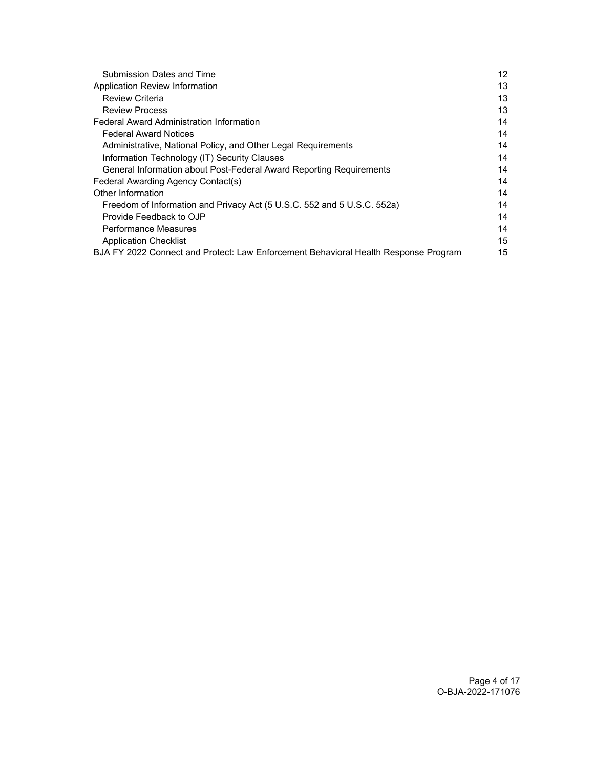Submission Dates and Time 12
Application Review Information 13
Review Criteria 13
Review Process 13
Federal Award Administration Information 14
Federal Award Notices 14
Administrative, National Policy, and Other Legal Requirements 14
Information Technology (IT) Security Clauses 14
General Information about Post-Federal Award Reporting Requirements 14
Federal Awarding Agency Contact(s) 14
Other Information 14
Freedom of Information and Privacy Act (5 U.S.C. 552 and 5 U.S.C. 552a) 14
Provide Feedback to OJP 14
Performance Measures 14
Application Checklist 15
BJA FY 2022 Connect and Protect: Law Enforcement Behavioral Health Response Program 15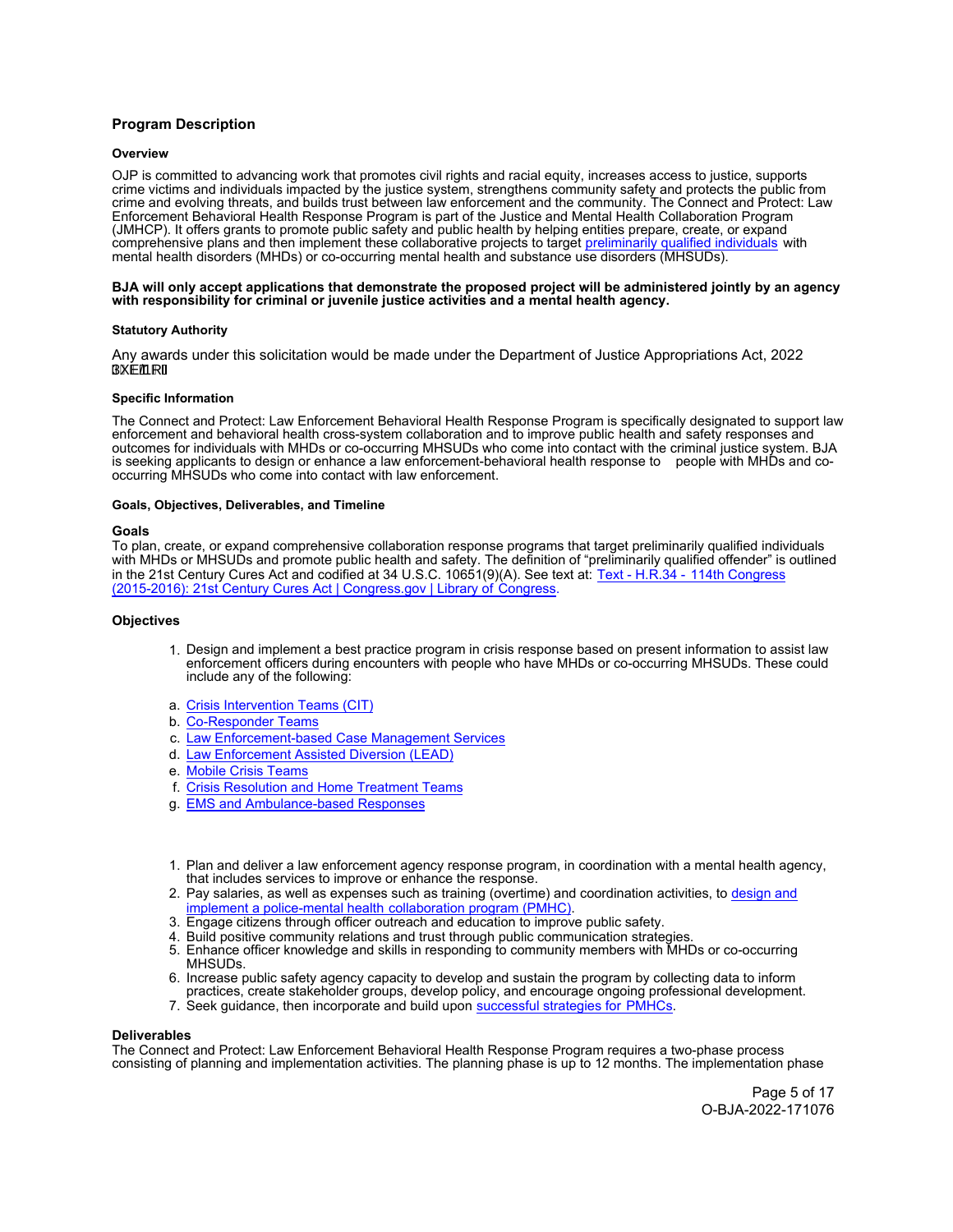## Program Description

### Overview

OJP is committed to advancing work that promotes civil rights and racial equity, increases access to justice, supports crime victims and individuals impacted by the justice system, strengthens community safety and protects the public from crime and evolving threats, and builds trust between law enforcement and the community. The Connect and Protect: Law Enforcement Behavioral Health Response Program is part of the Justice and Mental Health Collaboration Program (JMHCP). It offers grants to promote public safety and public health by helping entities prepare, create, or expand comprehensive plans and then implement these collaborative projects to target preliminarily qualified individuals with mental health disorders (MHDs) or co-occurring mental health and substance use disorders (MHSUDs).

**BJA will only accept applications that demonstrate the proposed project will be administered jointly by an agency with responsibility for criminal or juvenile justice activities and a mental health agency.**

### Statutory Authority

Any awards under this solicitation would be made under the Department of Justice Appropriations Act, 2022 (Pub. L. No.

### Specific Information

The Connect and Protect: Law Enforcement Behavioral Health Response Program is specifically designated to support law enforcement and behavioral health cross-system collaboration and to improve public health and safety responses and outcomes for individuals with MHDs or co-occurring MHSUDs who come into contact with the criminal justice system. BJA is seeking applicants to design or enhance a law enforcement-behavioral health response to people with MHDs and co-occurring MHSUDs who come into contact with law enforcement.

### Goals, Objectives, Deliverables, and Timeline

**Goals**
To plan, create, or expand comprehensive collaboration response programs that target preliminarily qualified individuals with MHDs or MHSUDs and promote public health and safety. The definition of "preliminarily qualified offender" is outlined in the 21st Century Cures Act and codified at 34 U.S.C. 10651(9)(A). See text at: Text - H.R.34 - 114th Congress (2015-2016): 21st Century Cures Act | Congress.gov | Library of Congress.

**Objectives**

1. Design and implement a best practice program in crisis response based on present information to assist law enforcement officers during encounters with people who have MHDs or co-occurring MHSUDs. These could include any of the following:

   a. Crisis Intervention Teams (CIT)
   b. Co-Responder Teams
   c. Law Enforcement-based Case Management Services
   d. Law Enforcement Assisted Diversion (LEAD)
   e. Mobile Crisis Teams
   f. Crisis Resolution and Home Treatment Teams
   g. EMS and Ambulance-based Responses

1. Plan and deliver a law enforcement agency response program, in coordination with a mental health agency, that includes services to improve or enhance the response.
2. Pay salaries, as well as expenses such as training (overtime) and coordination activities, to design and implement a police-mental health collaboration program (PMHC).
3. Engage citizens through officer outreach and education to improve public safety.
4. Build positive community relations and trust through public communication strategies.
5. Enhance officer knowledge and skills in responding to community members with MHDs or co-occurring MHSUDs.
6. Increase public safety agency capacity to develop and sustain the program by collecting data to inform practices, create stakeholder groups, develop policy, and encourage ongoing professional development.
7. Seek guidance, then incorporate and build upon successful strategies for PMHCs.

**Deliverables**
The Connect and Protect: Law Enforcement Behavioral Health Response Program requires a two-phase process consisting of planning and implementation activities. The planning phase is up to 12 months. The implementation phase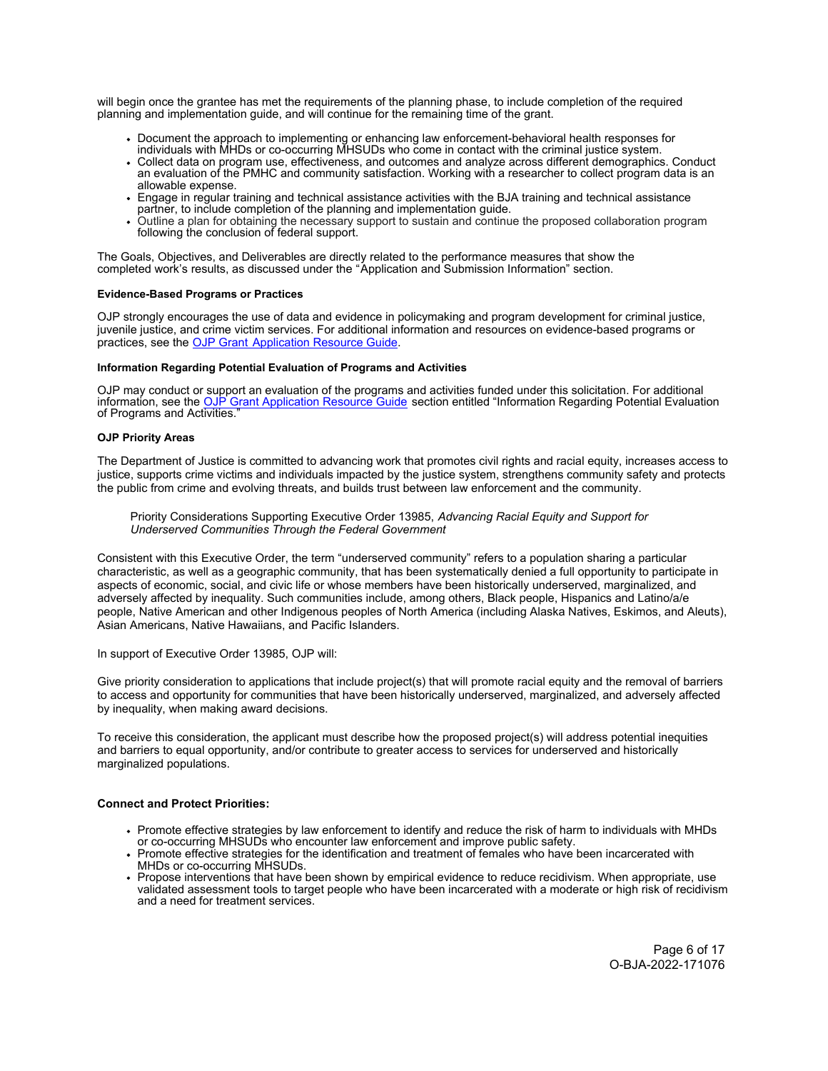will begin once the grantee has met the requirements of the planning phase, to include completion of the required planning and implementation guide, and will continue for the remaining time of the grant.

- Document the approach to implementing or enhancing law enforcement-behavioral health responses for individuals with MHDs or co-occurring MHSUDs who come in contact with the criminal justice system.
- Collect data on program use, effectiveness, and outcomes and analyze across different demographics. Conduct an evaluation of the PMHC and community satisfaction. Working with a researcher to collect program data is an allowable expense.
- Engage in regular training and technical assistance activities with the BJA training and technical assistance partner, to include completion of the planning and implementation guide.
- Outline a plan for obtaining the necessary support to sustain and continue the proposed collaboration program following the conclusion of federal support.

The Goals, Objectives, and Deliverables are directly related to the performance measures that show the completed work's results, as discussed under the "Application and Submission Information" section.

#### Evidence-Based Programs or Practices

OJP strongly encourages the use of data and evidence in policymaking and program development for criminal justice, juvenile justice, and crime victim services. For additional information and resources on evidence-based programs or practices, see the [OJP Grant Application Resource Guide](https://www.ojp.gov/funding/apply/ojp-grant-application-resource-guide).

#### Information Regarding Potential Evaluation of Programs and Activities

OJP may conduct or support an evaluation of the programs and activities funded under this solicitation. For additional information, see the [OJP Grant Application Resource Guide](https://www.ojp.gov/funding/apply/ojp-grant-application-resource-guide) section entitled "Information Regarding Potential Evaluation of Programs and Activities."

#### OJP Priority Areas

The Department of Justice is committed to advancing work that promotes civil rights and racial equity, increases access to justice, supports crime victims and individuals impacted by the justice system, strengthens community safety and protects the public from crime and evolving threats, and builds trust between law enforcement and the community.

Priority Considerations Supporting Executive Order 13985, *Advancing Racial Equity and Support for Underserved Communities Through the Federal Government*

Consistent with this Executive Order, the term "underserved community" refers to a population sharing a particular characteristic, as well as a geographic community, that has been systematically denied a full opportunity to participate in aspects of economic, social, and civic life or whose members have been historically underserved, marginalized, and adversely affected by inequality. Such communities include, among others, Black people, Hispanics and Latino/a/e people, Native American and other Indigenous peoples of North America (including Alaska Natives, Eskimos, and Aleuts), Asian Americans, Native Hawaiians, and Pacific Islanders.

In support of Executive Order 13985, OJP will:

Give priority consideration to applications that include project(s) that will promote racial equity and the removal of barriers to access and opportunity for communities that have been historically underserved, marginalized, and adversely affected by inequality, when making award decisions.

To receive this consideration, the applicant must describe how the proposed project(s) will address potential inequities and barriers to equal opportunity, and/or contribute to greater access to services for underserved and historically marginalized populations.

#### Connect and Protect Priorities:

- Promote effective strategies by law enforcement to identify and reduce the risk of harm to individuals with MHDs or co-occurring MHSUDs who encounter law enforcement and improve public safety.
- Promote effective strategies for the identification and treatment of females who have been incarcerated with MHDs or co-occurring MHSUDs.
- Propose interventions that have been shown by empirical evidence to reduce recidivism. When appropriate, use validated assessment tools to target people who have been incarcerated with a moderate or high risk of recidivism and a need for treatment services.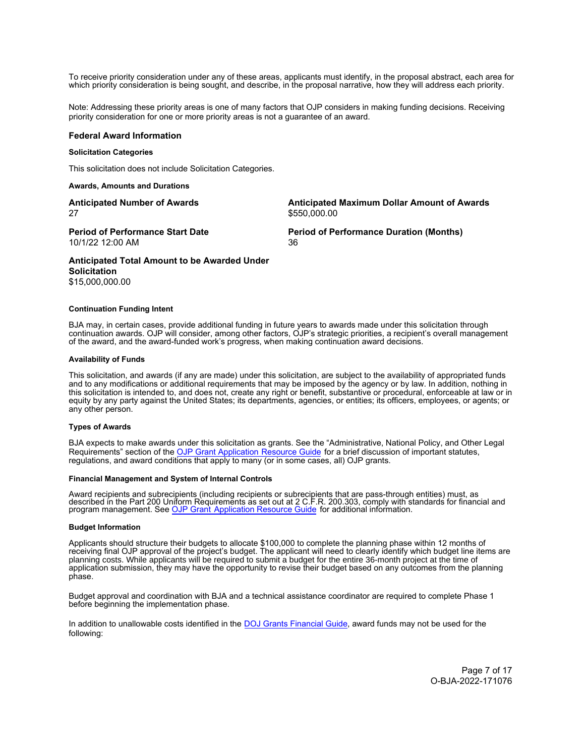To receive priority consideration under any of these areas, applicants must identify, in the proposal abstract, each area for which priority consideration is being sought, and describe, in the proposal narrative, how they will address each priority.

Note: Addressing these priority areas is one of many factors that OJP considers in making funding decisions. Receiving priority consideration for one or more priority areas is not a guarantee of an award.

## Federal Award Information

#### Solicitation Categories

This solicitation does not include Solicitation Categories.

#### Awards, Amounts and Durations

**Anticipated Number of Awards**
27

**Anticipated Maximum Dollar Amount of Awards**
$550,000.00

**Period of Performance Start Date**
10/1/22 12:00 AM

**Period of Performance Duration (Months)**
36

**Anticipated Total Amount to be Awarded Under Solicitation**
$15,000,000.00

#### Continuation Funding Intent

BJA may, in certain cases, provide additional funding in future years to awards made under this solicitation through continuation awards. OJP will consider, among other factors, OJP's strategic priorities, a recipient's overall management of the award, and the award-funded work's progress, when making continuation award decisions.

#### Availability of Funds

This solicitation, and awards (if any are made) under this solicitation, are subject to the availability of appropriated funds and to any modifications or additional requirements that may be imposed by the agency or by law. In addition, nothing in this solicitation is intended to, and does not, create any right or benefit, substantive or procedural, enforceable at law or in equity by any party against the United States; its departments, agencies, or entities; its officers, employees, or agents; or any other person.

#### Types of Awards

BJA expects to make awards under this solicitation as grants. See the "Administrative, National Policy, and Other Legal Requirements" section of the OJP Grant Application Resource Guide for a brief discussion of important statutes, regulations, and award conditions that apply to many (or in some cases, all) OJP grants.

#### Financial Management and System of Internal Controls

Award recipients and subrecipients (including recipients or subrecipients that are pass-through entities) must, as described in the Part 200 Uniform Requirements as set out at 2 C.F.R. 200.303, comply with standards for financial and program management. See OJP Grant Application Resource Guide for additional information.

#### Budget Information

Applicants should structure their budgets to allocate $100,000 to complete the planning phase within 12 months of receiving final OJP approval of the project's budget. The applicant will need to clearly identify which budget line items are planning costs. While applicants will be required to submit a budget for the entire 36-month project at the time of application submission, they may have the opportunity to revise their budget based on any outcomes from the planning phase.

Budget approval and coordination with BJA and a technical assistance coordinator are required to complete Phase 1 before beginning the implementation phase.

In addition to unallowable costs identified in the DOJ Grants Financial Guide, award funds may not be used for the following: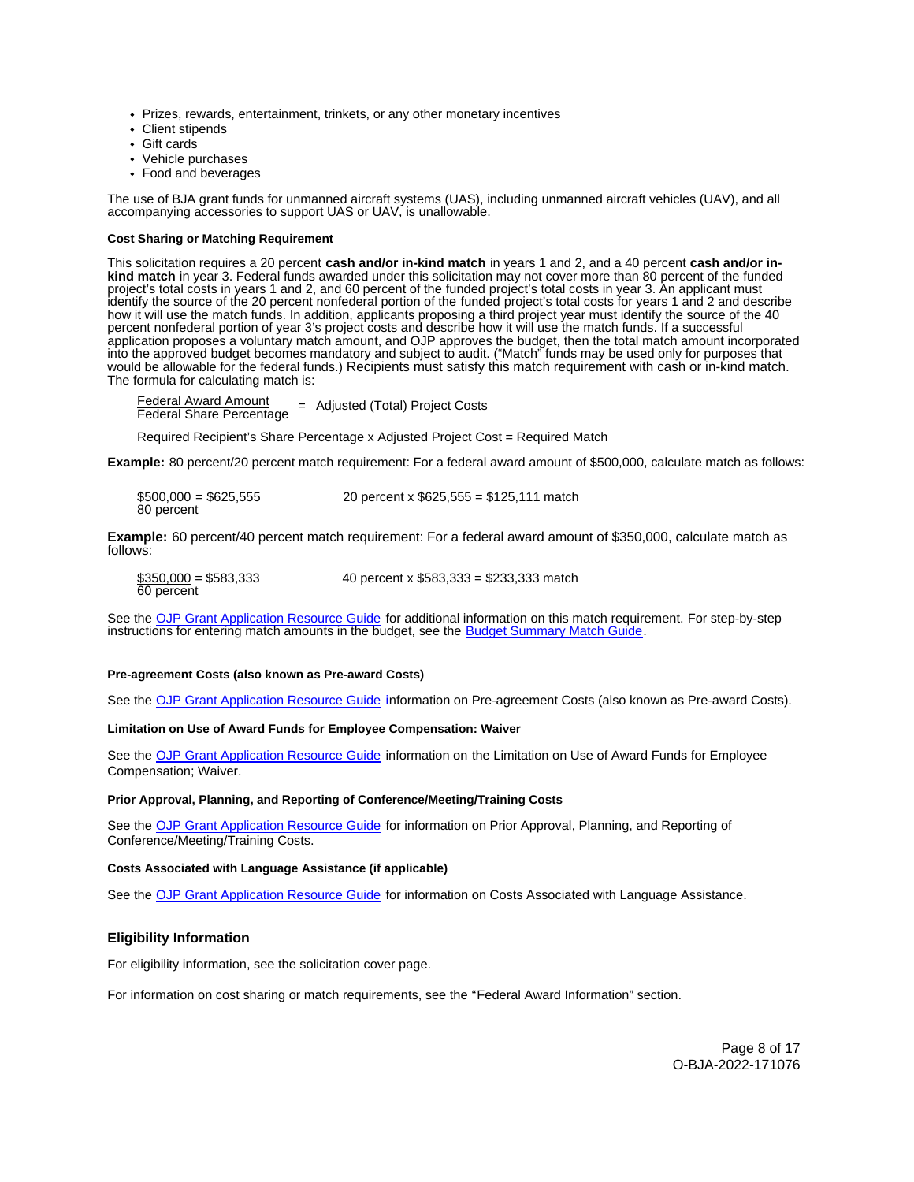- Prizes, rewards, entertainment, trinkets, or any other monetary incentives
- Client stipends
- Gift cards
- Vehicle purchases
- Food and beverages

The use of BJA grant funds for unmanned aircraft systems (UAS), including unmanned aircraft vehicles (UAV), and all accompanying accessories to support UAS or UAV, is unallowable.

#### Cost Sharing or Matching Requirement

This solicitation requires a 20 percent **cash and/or in-kind match** in years 1 and 2, and a 40 percent **cash and/or in-kind match** in year 3. Federal funds awarded under this solicitation may not cover more than 80 percent of the funded project's total costs in years 1 and 2, and 60 percent of the funded project's total costs in year 3. An applicant must identify the source of the 20 percent nonfederal portion of the funded project's total costs for years 1 and 2 and describe how it will use the match funds. In addition, applicants proposing a third project year must identify the source of the 40 percent nonfederal portion of year 3's project costs and describe how it will use the match funds. If a successful application proposes a voluntary match amount, and OJP approves the budget, then the total match amount incorporated into the approved budget becomes mandatory and subject to audit. ("Match" funds may be used only for purposes that would be allowable for the federal funds.) Recipients must satisfy this match requirement with cash or in-kind match. The formula for calculating match is:

$$\frac{\text{Federal Award Amount}}{\text{Federal Share Percentage}} = \text{Adjusted (Total) Project Costs}$$

Required Recipient's Share Percentage x Adjusted Project Cost = Required Match

**Example:** 80 percent/20 percent match requirement: For a federal award amount of $500,000, calculate match as follows:

$$\frac{\$500{,}000}{80\text{ percent}} = \$625{,}555 \qquad 20\text{ percent} \times \$625{,}555 = \$125{,}111\text{ match}$$

**Example:** 60 percent/40 percent match requirement: For a federal award amount of $350,000, calculate match as follows:

$$\frac{\$350{,}000}{60\text{ percent}} = \$583{,}333 \qquad 40\text{ percent} \times \$583{,}333 = \$233{,}333\text{ match}$$

See the OJP Grant Application Resource Guide for additional information on this match requirement. For step-by-step instructions for entering match amounts in the budget, see the Budget Summary Match Guide.

#### Pre-agreement Costs (also known as Pre-award Costs)

See the OJP Grant Application Resource Guide information on Pre-agreement Costs (also known as Pre-award Costs).

#### Limitation on Use of Award Funds for Employee Compensation: Waiver

See the OJP Grant Application Resource Guide information on the Limitation on Use of Award Funds for Employee Compensation; Waiver.

#### Prior Approval, Planning, and Reporting of Conference/Meeting/Training Costs

See the OJP Grant Application Resource Guide for information on Prior Approval, Planning, and Reporting of Conference/Meeting/Training Costs.

#### Costs Associated with Language Assistance (if applicable)

See the OJP Grant Application Resource Guide for information on Costs Associated with Language Assistance.

### Eligibility Information

For eligibility information, see the solicitation cover page.

For information on cost sharing or match requirements, see the "Federal Award Information" section.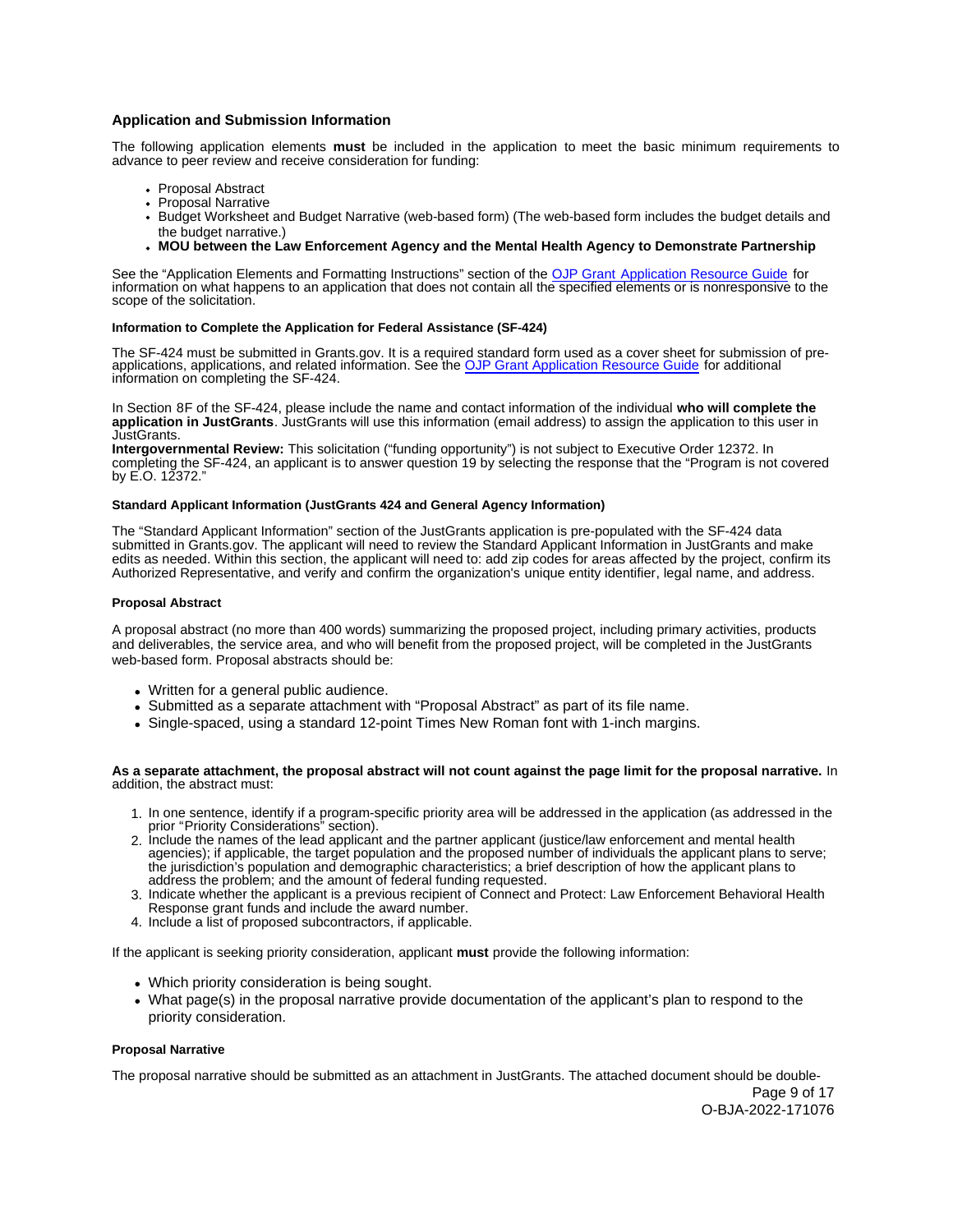## Application and Submission Information

The following application elements **must** be included in the application to meet the basic minimum requirements to advance to peer review and receive consideration for funding:

- Proposal Abstract
- Proposal Narrative
- Budget Worksheet and Budget Narrative (web-based form) (The web-based form includes the budget details and the budget narrative.)
- **MOU between the Law Enforcement Agency and the Mental Health Agency to Demonstrate Partnership**

See the "Application Elements and Formatting Instructions" section of the OJP Grant Application Resource Guide for information on what happens to an application that does not contain all the specified elements or is nonresponsive to the scope of the solicitation.

### Information to Complete the Application for Federal Assistance (SF-424)

The SF-424 must be submitted in Grants.gov. It is a required standard form used as a cover sheet for submission of pre-applications, applications, and related information. See the OJP Grant Application Resource Guide for additional information on completing the SF-424.

In Section 8F of the SF-424, please include the name and contact information of the individual **who will complete the application in JustGrants**. JustGrants will use this information (email address) to assign the application to this user in JustGrants.

**Intergovernmental Review:** This solicitation ("funding opportunity") is not subject to Executive Order 12372. In completing the SF-424, an applicant is to answer question 19 by selecting the response that the "Program is not covered by E.O. 12372."

### Standard Applicant Information (JustGrants 424 and General Agency Information)

The "Standard Applicant Information" section of the JustGrants application is pre-populated with the SF-424 data submitted in Grants.gov. The applicant will need to review the Standard Applicant Information in JustGrants and make edits as needed. Within this section, the applicant will need to: add zip codes for areas affected by the project, confirm its Authorized Representative, and verify and confirm the organization's unique entity identifier, legal name, and address.

### Proposal Abstract

A proposal abstract (no more than 400 words) summarizing the proposed project, including primary activities, products and deliverables, the service area, and who will benefit from the proposed project, will be completed in the JustGrants web-based form. Proposal abstracts should be:

- Written for a general public audience.
- Submitted as a separate attachment with "Proposal Abstract" as part of its file name.
- Single-spaced, using a standard 12-point Times New Roman font with 1-inch margins.

**As a separate attachment, the proposal abstract will not count against the page limit for the proposal narrative.** In addition, the abstract must:

1. In one sentence, identify if a program-specific priority area will be addressed in the application (as addressed in the prior "Priority Considerations" section).
2. Include the names of the lead applicant and the partner applicant (justice/law enforcement and mental health agencies); if applicable, the target population and the proposed number of individuals the applicant plans to serve; the jurisdiction's population and demographic characteristics; a brief description of how the applicant plans to address the problem; and the amount of federal funding requested.
3. Indicate whether the applicant is a previous recipient of Connect and Protect: Law Enforcement Behavioral Health Response grant funds and include the award number.
4. Include a list of proposed subcontractors, if applicable.

If the applicant is seeking priority consideration, applicant **must** provide the following information:

- Which priority consideration is being sought.
- What page(s) in the proposal narrative provide documentation of the applicant's plan to respond to the priority consideration.

### Proposal Narrative

The proposal narrative should be submitted as an attachment in JustGrants. The attached document should be double-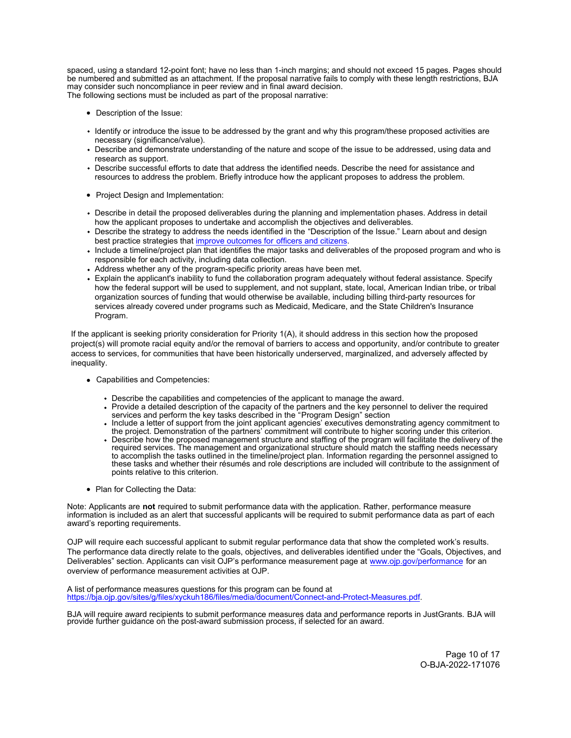spaced, using a standard 12-point font; have no less than 1-inch margins; and should not exceed 15 pages. Pages should be numbered and submitted as an attachment. If the proposal narrative fails to comply with these length restrictions, BJA may consider such noncompliance in peer review and in final award decision.
The following sections must be included as part of the proposal narrative:

- Description of the Issue:

- Identify or introduce the issue to be addressed by the grant and why this program/these proposed activities are necessary (significance/value).
- Describe and demonstrate understanding of the nature and scope of the issue to be addressed, using data and research as support.
- Describe successful efforts to date that address the identified needs. Describe the need for assistance and resources to address the problem. Briefly introduce how the applicant proposes to address the problem.

- Project Design and Implementation:

- Describe in detail the proposed deliverables during the planning and implementation phases. Address in detail how the applicant proposes to undertake and accomplish the objectives and deliverables.
- Describe the strategy to address the needs identified in the "Description of the Issue." Learn about and design best practice strategies that improve outcomes for officers and citizens.
- Include a timeline/project plan that identifies the major tasks and deliverables of the proposed program and who is responsible for each activity, including data collection.
- Address whether any of the program-specific priority areas have been met.
- Explain the applicant's inability to fund the collaboration program adequately without federal assistance. Specify how the federal support will be used to supplement, and not supplant, state, local, American Indian tribe, or tribal organization sources of funding that would otherwise be available, including billing third-party resources for services already covered under programs such as Medicaid, Medicare, and the State Children's Insurance Program.

If the applicant is seeking priority consideration for Priority 1(A), it should address in this section how the proposed project(s) will promote racial equity and/or the removal of barriers to access and opportunity, and/or contribute to greater access to services, for communities that have been historically underserved, marginalized, and adversely affected by inequality.

- Capabilities and Competencies:

  - Describe the capabilities and competencies of the applicant to manage the award.
  - Provide a detailed description of the capacity of the partners and the key personnel to deliver the required services and perform the key tasks described in the "Program Design" section
  - Include a letter of support from the joint applicant agencies' executives demonstrating agency commitment to the project. Demonstration of the partners' commitment will contribute to higher scoring under this criterion.
  - Describe how the proposed management structure and staffing of the program will facilitate the delivery of the required services. The management and organizational structure should match the staffing needs necessary to accomplish the tasks outlined in the timeline/project plan. Information regarding the personnel assigned to these tasks and whether their résumés and role descriptions are included will contribute to the assignment of points relative to this criterion.

- Plan for Collecting the Data:

Note: Applicants are **not** required to submit performance data with the application. Rather, performance measure information is included as an alert that successful applicants will be required to submit performance data as part of each award's reporting requirements.

OJP will require each successful applicant to submit regular performance data that show the completed work's results. The performance data directly relate to the goals, objectives, and deliverables identified under the "Goals, Objectives, and Deliverables" section. Applicants can visit OJP's performance measurement page at www.ojp.gov/performance for an overview of performance measurement activities at OJP.

A list of performance measures questions for this program can be found at https://bja.ojp.gov/sites/g/files/xyckuh186/files/media/document/Connect-and-Protect-Measures.pdf.

BJA will require award recipients to submit performance measures data and performance reports in JustGrants. BJA will provide further guidance on the post-award submission process, if selected for an award.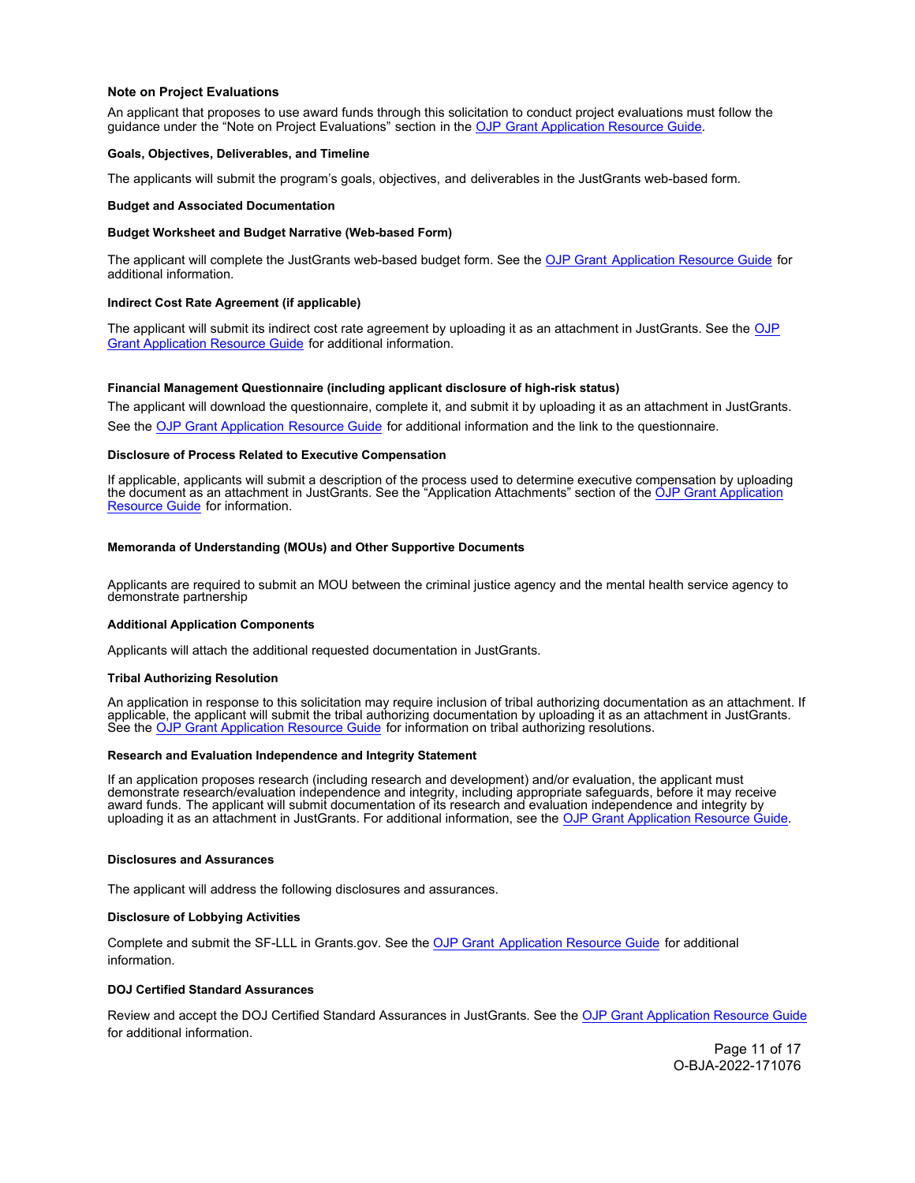**Note on Project Evaluations**

An applicant that proposes to use award funds through this solicitation to conduct project evaluations must follow the guidance under the "Note on Project Evaluations" section in the OJP Grant Application Resource Guide.

**Goals, Objectives, Deliverables, and Timeline**

The applicants will submit the program's goals, objectives, and deliverables in the JustGrants web-based form.

**Budget and Associated Documentation**

**Budget Worksheet and Budget Narrative (Web-based Form)**

The applicant will complete the JustGrants web-based budget form. See the OJP Grant Application Resource Guide for additional information.

**Indirect Cost Rate Agreement (if applicable)**

The applicant will submit its indirect cost rate agreement by uploading it as an attachment in JustGrants. See the OJP Grant Application Resource Guide for additional information.

**Financial Management Questionnaire (including applicant disclosure of high-risk status)**

The applicant will download the questionnaire, complete it, and submit it by uploading it as an attachment in JustGrants. See the OJP Grant Application Resource Guide for additional information and the link to the questionnaire.

**Disclosure of Process Related to Executive Compensation**

If applicable, applicants will submit a description of the process used to determine executive compensation by uploading the document as an attachment in JustGrants. See the "Application Attachments" section of the OJP Grant Application Resource Guide for information.

**Memoranda of Understanding (MOUs) and Other Supportive Documents**

Applicants are required to submit an MOU between the criminal justice agency and the mental health service agency to demonstrate partnership

**Additional Application Components**

Applicants will attach the additional requested documentation in JustGrants.

**Tribal Authorizing Resolution**

An application in response to this solicitation may require inclusion of tribal authorizing documentation as an attachment. If applicable, the applicant will submit the tribal authorizing documentation by uploading it as an attachment in JustGrants. See the OJP Grant Application Resource Guide for information on tribal authorizing resolutions.

**Research and Evaluation Independence and Integrity Statement**

If an application proposes research (including research and development) and/or evaluation, the applicant must demonstrate research/evaluation independence and integrity, including appropriate safeguards, before it may receive award funds. The applicant will submit documentation of its research and evaluation independence and integrity by uploading it as an attachment in JustGrants. For additional information, see the OJP Grant Application Resource Guide.

**Disclosures and Assurances**

The applicant will address the following disclosures and assurances.

**Disclosure of Lobbying Activities**

Complete and submit the SF-LLL in Grants.gov. See the OJP Grant Application Resource Guide for additional information.

**DOJ Certified Standard Assurances**

Review and accept the DOJ Certified Standard Assurances in JustGrants. See the OJP Grant Application Resource Guide for additional information.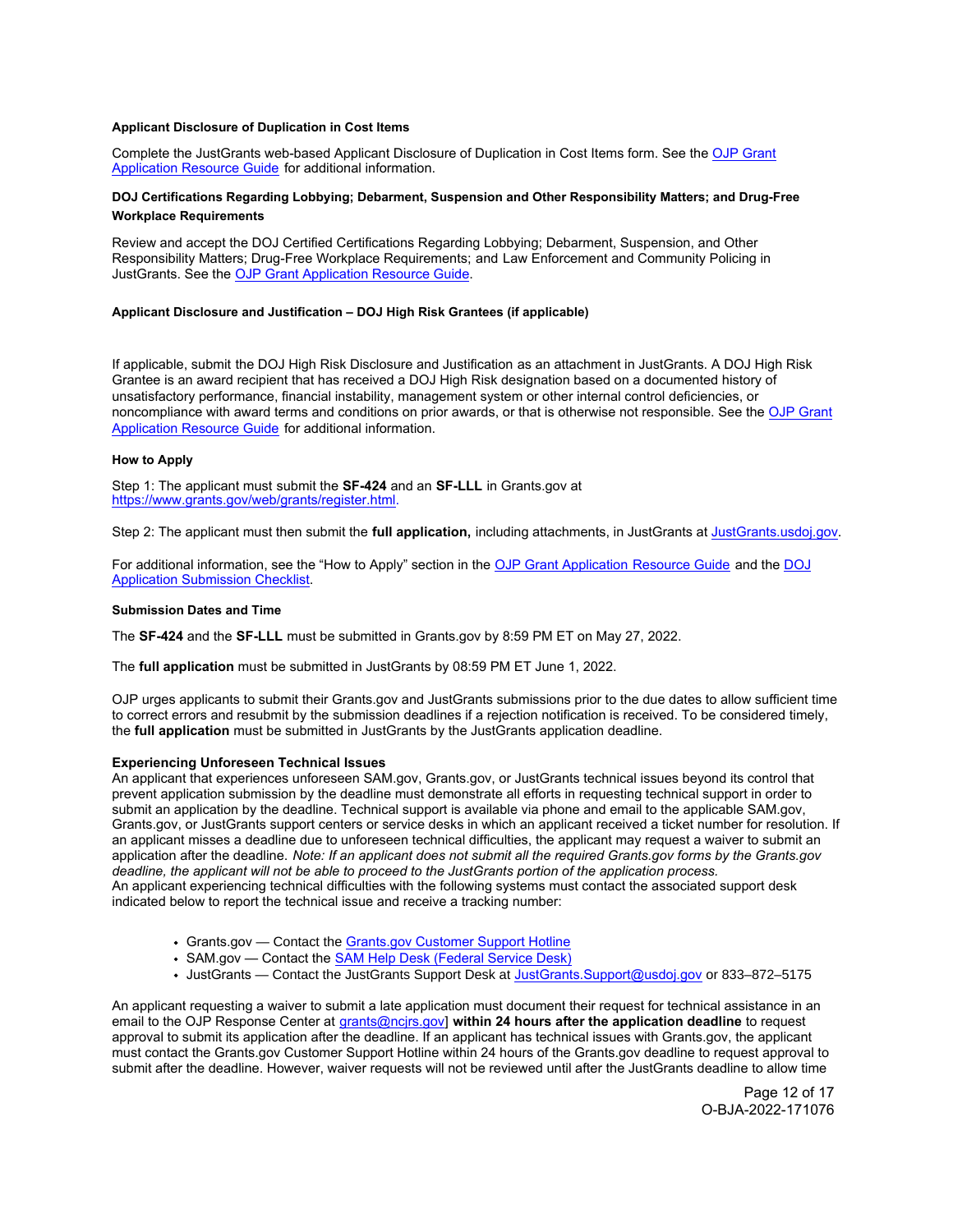**Applicant Disclosure of Duplication in Cost Items**

Complete the JustGrants web-based Applicant Disclosure of Duplication in Cost Items form. See the OJP Grant Application Resource Guide for additional information.

**DOJ Certifications Regarding Lobbying; Debarment, Suspension and Other Responsibility Matters; and Drug-Free Workplace Requirements**

Review and accept the DOJ Certified Certifications Regarding Lobbying; Debarment, Suspension, and Other Responsibility Matters; Drug-Free Workplace Requirements; and Law Enforcement and Community Policing in JustGrants. See the OJP Grant Application Resource Guide.

**Applicant Disclosure and Justification – DOJ High Risk Grantees (if applicable)**

If applicable, submit the DOJ High Risk Disclosure and Justification as an attachment in JustGrants. A DOJ High Risk Grantee is an award recipient that has received a DOJ High Risk designation based on a documented history of unsatisfactory performance, financial instability, management system or other internal control deficiencies, or noncompliance with award terms and conditions on prior awards, or that is otherwise not responsible. See the OJP Grant Application Resource Guide for additional information.

**How to Apply**

Step 1: The applicant must submit the **SF-424** and an **SF-LLL** in Grants.gov at https://www.grants.gov/web/grants/register.html.

Step 2: The applicant must then submit the **full application,** including attachments, in JustGrants at JustGrants.usdoj.gov.

For additional information, see the "How to Apply" section in the OJP Grant Application Resource Guide and the DOJ Application Submission Checklist.

**Submission Dates and Time**

The **SF-424** and the **SF-LLL** must be submitted in Grants.gov by 8:59 PM ET on May 27, 2022.

The **full application** must be submitted in JustGrants by 08:59 PM ET June 1, 2022.

OJP urges applicants to submit their Grants.gov and JustGrants submissions prior to the due dates to allow sufficient time to correct errors and resubmit by the submission deadlines if a rejection notification is received. To be considered timely, the **full application** must be submitted in JustGrants by the JustGrants application deadline.

**Experiencing Unforeseen Technical Issues**

An applicant that experiences unforeseen SAM.gov, Grants.gov, or JustGrants technical issues beyond its control that prevent application submission by the deadline must demonstrate all efforts in requesting technical support in order to submit an application by the deadline. Technical support is available via phone and email to the applicable SAM.gov, Grants.gov, or JustGrants support centers or service desks in which an applicant received a ticket number for resolution. If an applicant misses a deadline due to unforeseen technical difficulties, the applicant may request a waiver to submit an application after the deadline. *Note: If an applicant does not submit all the required Grants.gov forms by the Grants.gov deadline, the applicant will not be able to proceed to the JustGrants portion of the application process.*
An applicant experiencing technical difficulties with the following systems must contact the associated support desk indicated below to report the technical issue and receive a tracking number:

- Grants.gov — Contact the Grants.gov Customer Support Hotline
- SAM.gov — Contact the SAM Help Desk (Federal Service Desk)
- JustGrants — Contact the JustGrants Support Desk at JustGrants.Support@usdoj.gov or 833–872–5175

An applicant requesting a waiver to submit a late application must document their request for technical assistance in an email to the OJP Response Center at grants@ncjrs.gov] **within 24 hours after the application deadline** to request approval to submit its application after the deadline. If an applicant has technical issues with Grants.gov, the applicant must contact the Grants.gov Customer Support Hotline within 24 hours of the Grants.gov deadline to request approval to submit after the deadline. However, waiver requests will not be reviewed until after the JustGrants deadline to allow time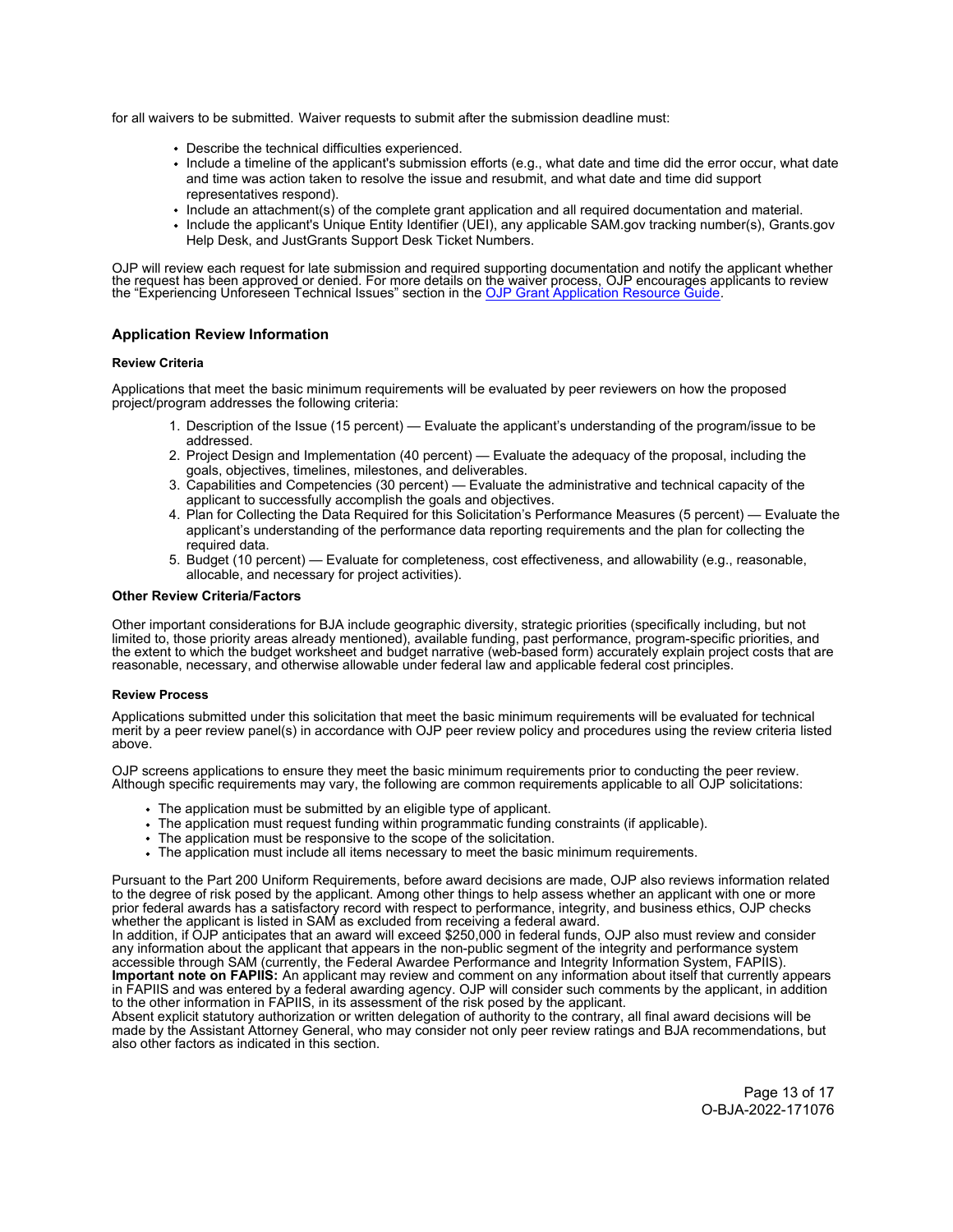for all waivers to be submitted. Waiver requests to submit after the submission deadline must:

- Describe the technical difficulties experienced.
- Include a timeline of the applicant's submission efforts (e.g., what date and time did the error occur, what date and time was action taken to resolve the issue and resubmit, and what date and time did support representatives respond).
- Include an attachment(s) of the complete grant application and all required documentation and material.
- Include the applicant's Unique Entity Identifier (UEI), any applicable SAM.gov tracking number(s), Grants.gov Help Desk, and JustGrants Support Desk Ticket Numbers.

OJP will review each request for late submission and required supporting documentation and notify the applicant whether the request has been approved or denied. For more details on the waiver process, OJP encourages applicants to review the "Experiencing Unforeseen Technical Issues" section in the OJP Grant Application Resource Guide.

## Application Review Information

#### Review Criteria

Applications that meet the basic minimum requirements will be evaluated by peer reviewers on how the proposed project/program addresses the following criteria:

1. Description of the Issue (15 percent) — Evaluate the applicant's understanding of the program/issue to be addressed.
2. Project Design and Implementation (40 percent) — Evaluate the adequacy of the proposal, including the goals, objectives, timelines, milestones, and deliverables.
3. Capabilities and Competencies (30 percent) — Evaluate the administrative and technical capacity of the applicant to successfully accomplish the goals and objectives.
4. Plan for Collecting the Data Required for this Solicitation's Performance Measures (5 percent) — Evaluate the applicant's understanding of the performance data reporting requirements and the plan for collecting the required data.
5. Budget (10 percent) — Evaluate for completeness, cost effectiveness, and allowability (e.g., reasonable, allocable, and necessary for project activities).

#### Other Review Criteria/Factors

Other important considerations for BJA include geographic diversity, strategic priorities (specifically including, but not limited to, those priority areas already mentioned), available funding, past performance, program-specific priorities, and the extent to which the budget worksheet and budget narrative (web-based form) accurately explain project costs that are reasonable, necessary, and otherwise allowable under federal law and applicable federal cost principles.

#### Review Process

Applications submitted under this solicitation that meet the basic minimum requirements will be evaluated for technical merit by a peer review panel(s) in accordance with OJP peer review policy and procedures using the review criteria listed above.

OJP screens applications to ensure they meet the basic minimum requirements prior to conducting the peer review. Although specific requirements may vary, the following are common requirements applicable to all OJP solicitations:

- The application must be submitted by an eligible type of applicant.
- The application must request funding within programmatic funding constraints (if applicable).
- The application must be responsive to the scope of the solicitation.
- The application must include all items necessary to meet the basic minimum requirements.

Pursuant to the Part 200 Uniform Requirements, before award decisions are made, OJP also reviews information related to the degree of risk posed by the applicant. Among other things to help assess whether an applicant with one or more prior federal awards has a satisfactory record with respect to performance, integrity, and business ethics, OJP checks whether the applicant is listed in SAM as excluded from receiving a federal award.
In addition, if OJP anticipates that an award will exceed $250,000 in federal funds, OJP also must review and consider any information about the applicant that appears in the non-public segment of the integrity and performance system accessible through SAM (currently, the Federal Awardee Performance and Integrity Information System, FAPIIS).
**Important note on FAPIIS:** An applicant may review and comment on any information about itself that currently appears in FAPIIS and was entered by a federal awarding agency. OJP will consider such comments by the applicant, in addition to the other information in FAPIIS, in its assessment of the risk posed by the applicant.
Absent explicit statutory authorization or written delegation of authority to the contrary, all final award decisions will be made by the Assistant Attorney General, who may consider not only peer review ratings and BJA recommendations, but also other factors as indicated in this section.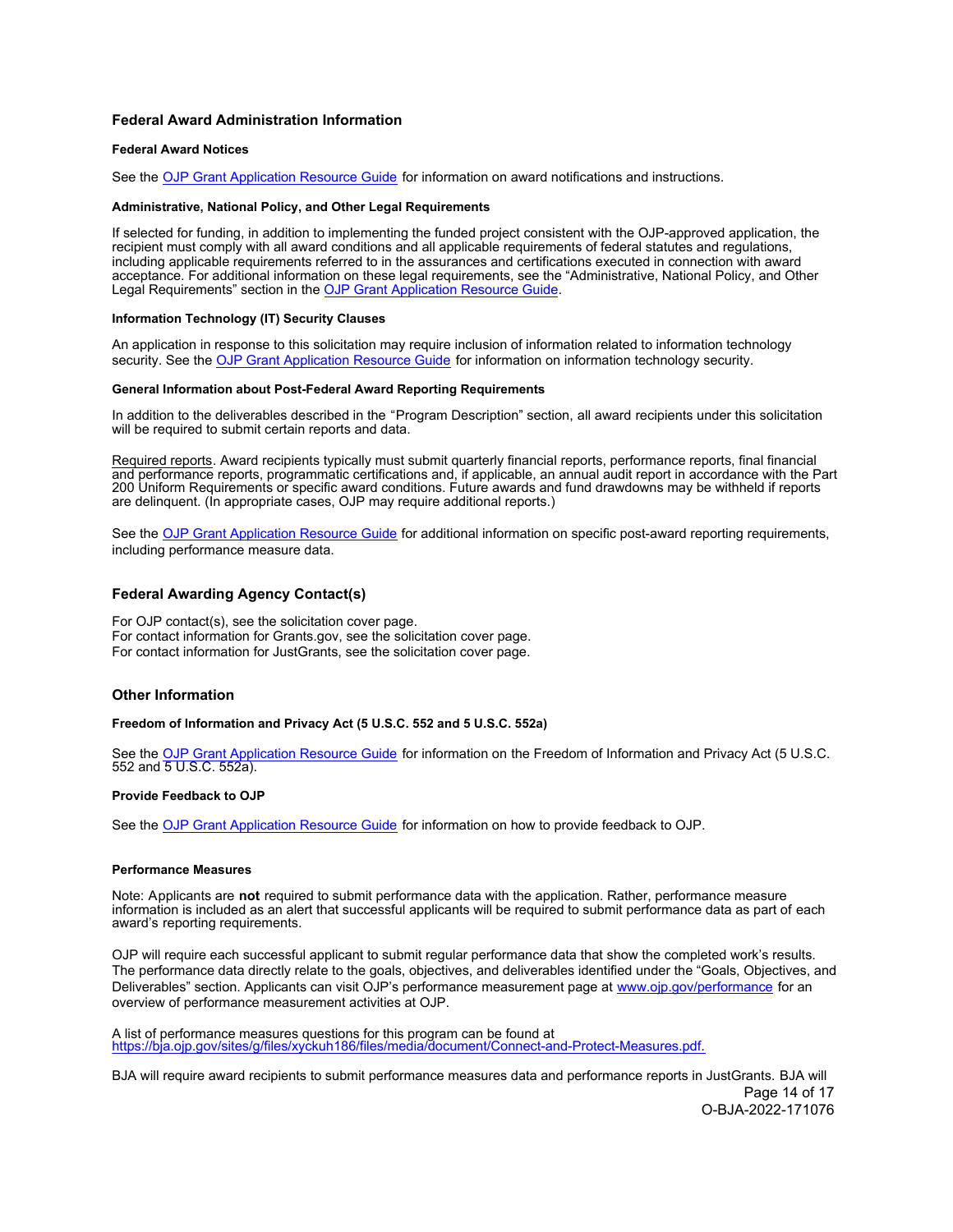## Federal Award Administration Information

#### Federal Award Notices

See the OJP Grant Application Resource Guide for information on award notifications and instructions.

#### Administrative, National Policy, and Other Legal Requirements

If selected for funding, in addition to implementing the funded project consistent with the OJP-approved application, the recipient must comply with all award conditions and all applicable requirements of federal statutes and regulations, including applicable requirements referred to in the assurances and certifications executed in connection with award acceptance. For additional information on these legal requirements, see the "Administrative, National Policy, and Other Legal Requirements" section in the OJP Grant Application Resource Guide.

#### Information Technology (IT) Security Clauses

An application in response to this solicitation may require inclusion of information related to information technology security. See the OJP Grant Application Resource Guide for information on information technology security.

#### General Information about Post-Federal Award Reporting Requirements

In addition to the deliverables described in the "Program Description" section, all award recipients under this solicitation will be required to submit certain reports and data.

Required reports. Award recipients typically must submit quarterly financial reports, performance reports, final financial and performance reports, programmatic certifications and, if applicable, an annual audit report in accordance with the Part 200 Uniform Requirements or specific award conditions. Future awards and fund drawdowns may be withheld if reports are delinquent. (In appropriate cases, OJP may require additional reports.)

See the OJP Grant Application Resource Guide for additional information on specific post-award reporting requirements, including performance measure data.

## Federal Awarding Agency Contact(s)

For OJP contact(s), see the solicitation cover page.
For contact information for Grants.gov, see the solicitation cover page.
For contact information for JustGrants, see the solicitation cover page.

## Other Information

#### Freedom of Information and Privacy Act (5 U.S.C. 552 and 5 U.S.C. 552a)

See the OJP Grant Application Resource Guide for information on the Freedom of Information and Privacy Act (5 U.S.C. 552 and 5 U.S.C. 552a).

#### Provide Feedback to OJP

See the OJP Grant Application Resource Guide for information on how to provide feedback to OJP.

#### Performance Measures

Note: Applicants are **not** required to submit performance data with the application. Rather, performance measure information is included as an alert that successful applicants will be required to submit performance data as part of each award's reporting requirements.

OJP will require each successful applicant to submit regular performance data that show the completed work's results. The performance data directly relate to the goals, objectives, and deliverables identified under the "Goals, Objectives, and Deliverables" section. Applicants can visit OJP's performance measurement page at www.ojp.gov/performance for an overview of performance measurement activities at OJP.

A list of performance measures questions for this program can be found at https://bja.ojp.gov/sites/g/files/xyckuh186/files/media/document/Connect-and-Protect-Measures.pdf.

BJA will require award recipients to submit performance measures data and performance reports in JustGrants. BJA will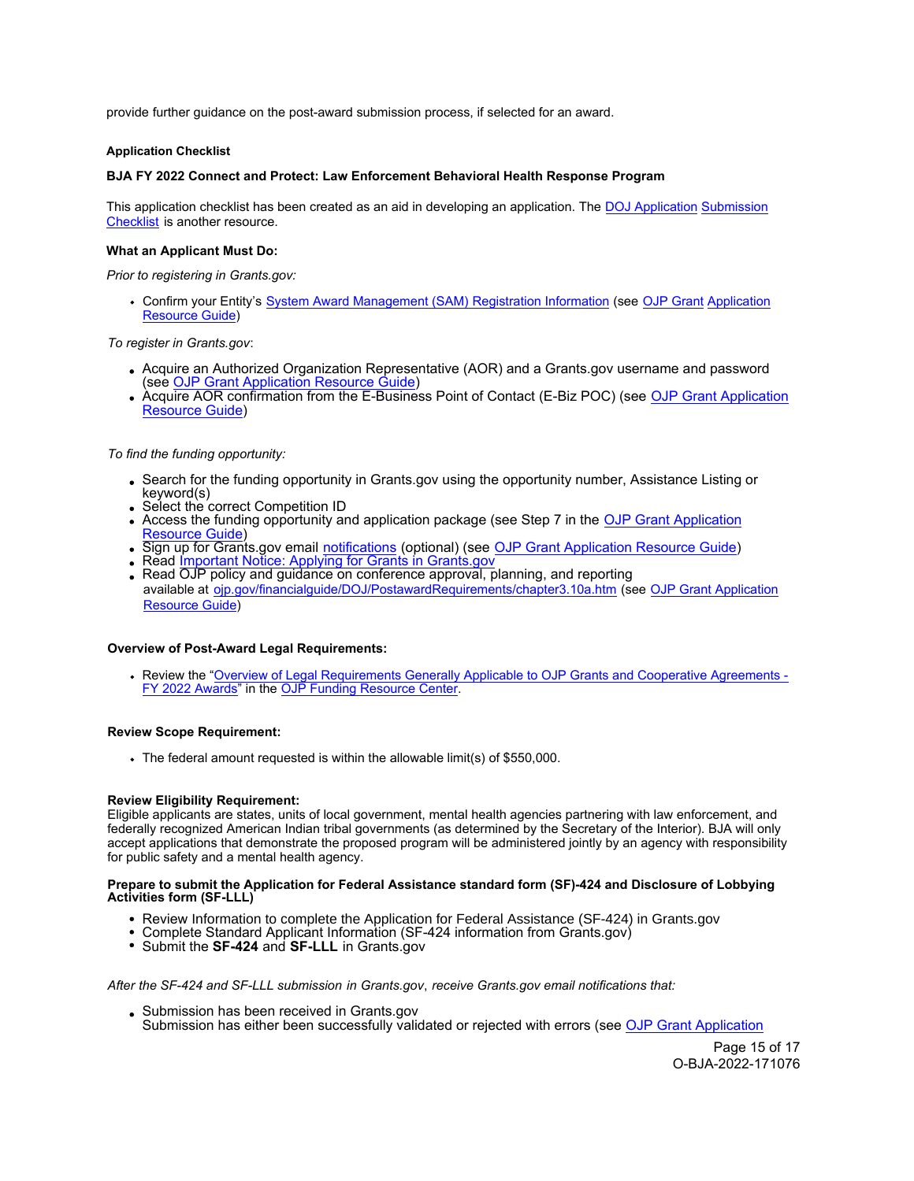provide further guidance on the post-award submission process, if selected for an award.

#### Application Checklist

#### BJA FY 2022 Connect and Protect: Law Enforcement Behavioral Health Response Program

This application checklist has been created as an aid in developing an application. The DOJ Application Submission Checklist is another resource.

#### What an Applicant Must Do:

*Prior to registering in Grants.gov:*

- Confirm your Entity's System Award Management (SAM) Registration Information (see OJP Grant Application Resource Guide)

*To register in Grants.gov*:

- Acquire an Authorized Organization Representative (AOR) and a Grants.gov username and password (see OJP Grant Application Resource Guide)
- Acquire AOR confirmation from the E-Business Point of Contact (E-Biz POC) (see OJP Grant Application Resource Guide)

*To find the funding opportunity:*

- Search for the funding opportunity in Grants.gov using the opportunity number, Assistance Listing or keyword(s)
- Select the correct Competition ID
- Access the funding opportunity and application package (see Step 7 in the OJP Grant Application Resource Guide)
- Sign up for Grants.gov email notifications (optional) (see OJP Grant Application Resource Guide)
- Read Important Notice: Applying for Grants in Grants.gov
- Read OJP policy and guidance on conference approval, planning, and reporting available at ojp.gov/financialguide/DOJ/PostawardRequirements/chapter3.10a.htm (see OJP Grant Application Resource Guide)

#### Overview of Post-Award Legal Requirements:

- Review the "Overview of Legal Requirements Generally Applicable to OJP Grants and Cooperative Agreements - FY 2022 Awards" in the OJP Funding Resource Center.

#### Review Scope Requirement:

- The federal amount requested is within the allowable limit(s) of $550,000.

#### Review Eligibility Requirement:

Eligible applicants are states, units of local government, mental health agencies partnering with law enforcement, and federally recognized American Indian tribal governments (as determined by the Secretary of the Interior). BJA will only accept applications that demonstrate the proposed program will be administered jointly by an agency with responsibility for public safety and a mental health agency.

#### Prepare to submit the Application for Federal Assistance standard form (SF)-424 and Disclosure of Lobbying Activities form (SF-LLL)

- Review Information to complete the Application for Federal Assistance (SF-424) in Grants.gov
- Complete Standard Applicant Information (SF-424 information from Grants.gov)
- Submit the **SF-424** and **SF-LLL** in Grants.gov

*After the SF-424 and SF-LLL submission in Grants.gov, receive Grants.gov email notifications that:*

- Submission has been received in Grants.gov
  Submission has either been successfully validated or rejected with errors (see OJP Grant Application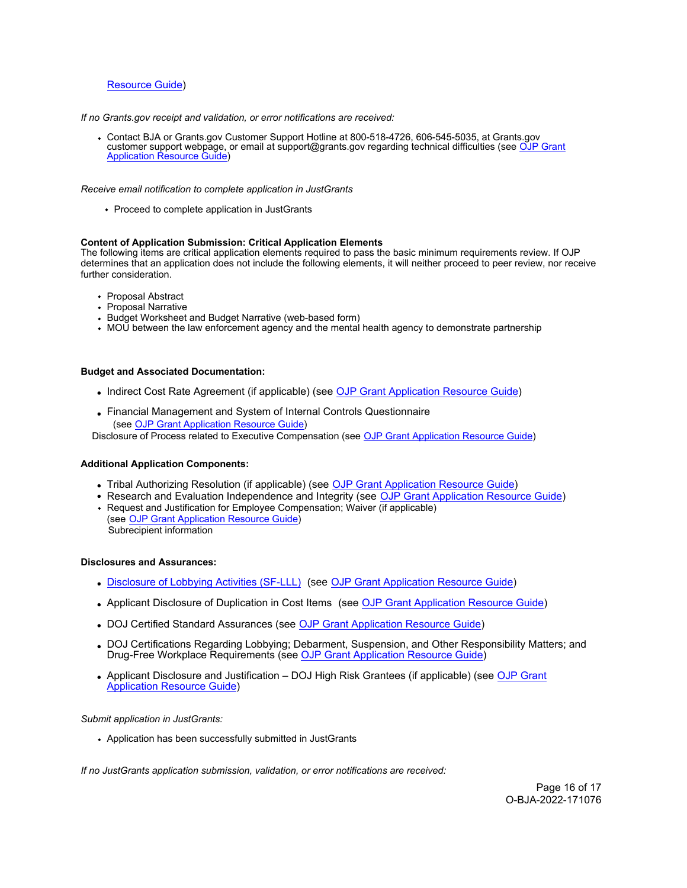Resource Guide)

*If no Grants.gov receipt and validation, or error notifications are received:*

- Contact BJA or Grants.gov Customer Support Hotline at 800-518-4726, 606-545-5035, at Grants.gov customer support webpage, or email at support@grants.gov regarding technical difficulties (see OJP Grant Application Resource Guide)

*Receive email notification to complete application in JustGrants*

- Proceed to complete application in JustGrants

**Content of Application Submission: Critical Application Elements**

The following items are critical application elements required to pass the basic minimum requirements review. If OJP determines that an application does not include the following elements, it will neither proceed to peer review, nor receive further consideration.

- Proposal Abstract
- Proposal Narrative
- Budget Worksheet and Budget Narrative (web-based form)
- MOU between the law enforcement agency and the mental health agency to demonstrate partnership

**Budget and Associated Documentation:**

- Indirect Cost Rate Agreement (if applicable) (see OJP Grant Application Resource Guide)
- Financial Management and System of Internal Controls Questionnaire (see OJP Grant Application Resource Guide)

  Disclosure of Process related to Executive Compensation (see OJP Grant Application Resource Guide)

**Additional Application Components:**

- Tribal Authorizing Resolution (if applicable) (see OJP Grant Application Resource Guide)
- Research and Evaluation Independence and Integrity (see OJP Grant Application Resource Guide)
- Request and Justification for Employee Compensation; Waiver (if applicable) (see OJP Grant Application Resource Guide)

  Subrecipient information

**Disclosures and Assurances:**

- Disclosure of Lobbying Activities (SF-LLL) (see OJP Grant Application Resource Guide)
- Applicant Disclosure of Duplication in Cost Items (see OJP Grant Application Resource Guide)
- DOJ Certified Standard Assurances (see OJP Grant Application Resource Guide)
- DOJ Certifications Regarding Lobbying; Debarment, Suspension, and Other Responsibility Matters; and Drug-Free Workplace Requirements (see OJP Grant Application Resource Guide)
- Applicant Disclosure and Justification – DOJ High Risk Grantees (if applicable) (see OJP Grant Application Resource Guide)

*Submit application in JustGrants:*

- Application has been successfully submitted in JustGrants

*If no JustGrants application submission, validation, or error notifications are received:*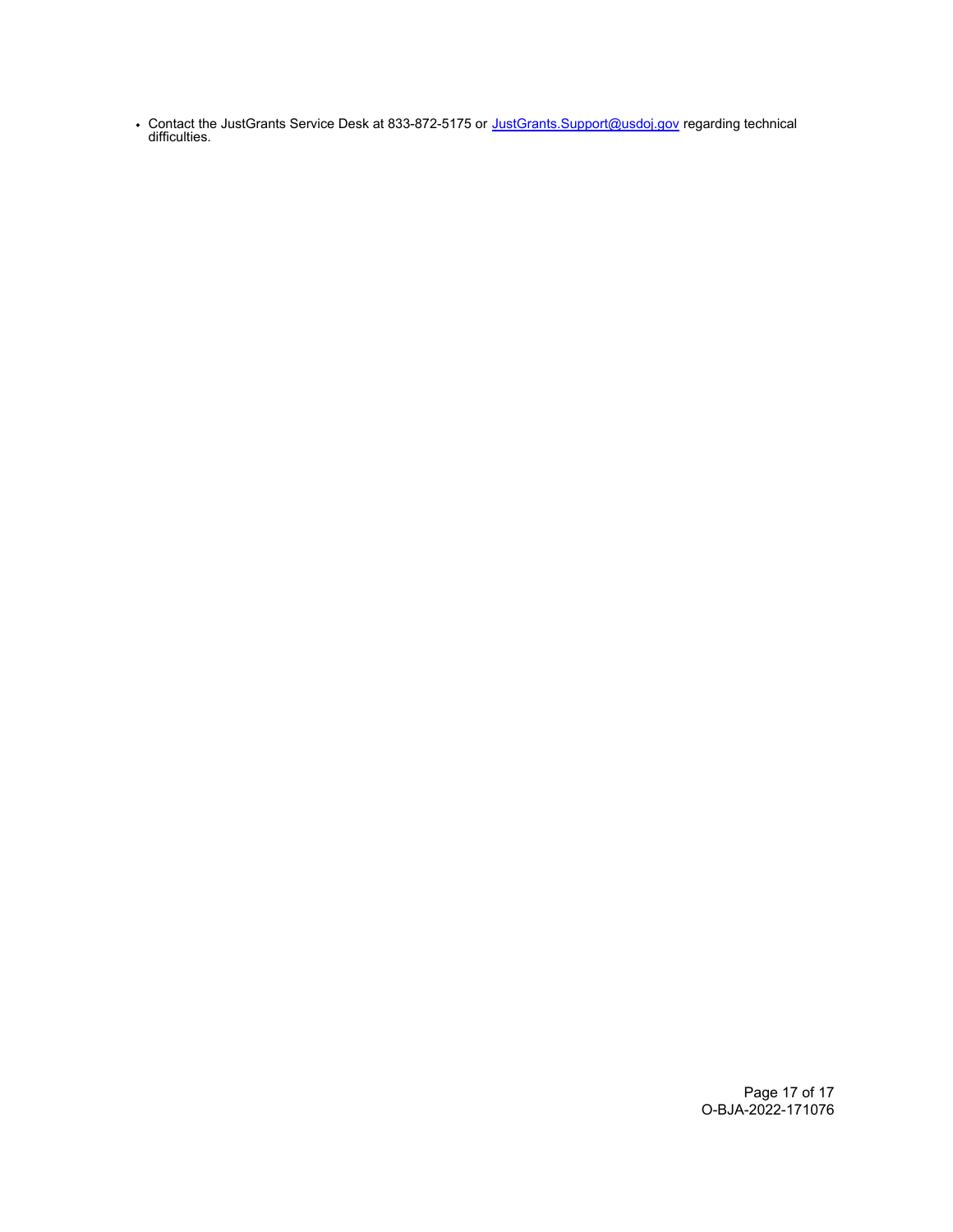- Contact the JustGrants Service Desk at 833-872-5175 or [JustGrants.Support@usdoj.gov](mailto:JustGrants.Support@usdoj.gov) regarding technical difficulties.